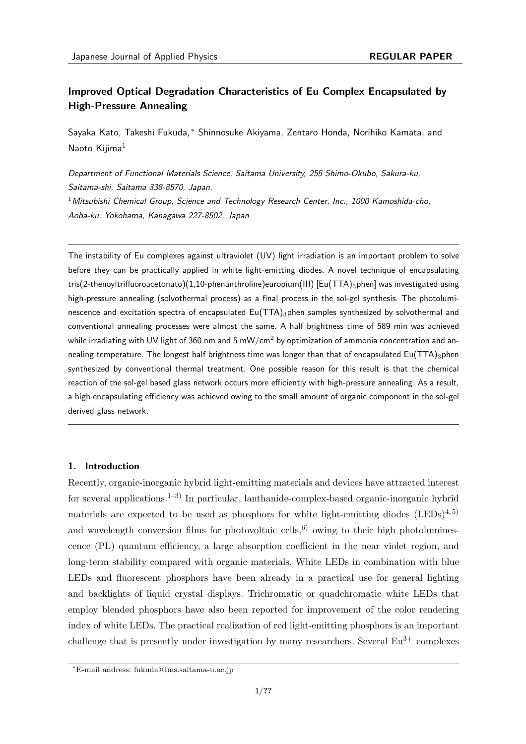# Improved Optical Degradation Characteristics of Eu Complex Encapsulated by High-Pressure Annealing

Sayaka Kato, Takeshi Fukuda,* Shinnosuke Akiyama, Zentaro Honda, Norihiko Kamata, and Naoto Kijima[1]

*Department of Functional Materials Science, Saitama University, 255 Shimo-Okubo, Sakura-ku, Saitama-shi, Saitama 338-8570, Japan.*

[1]*Mitsubishi Chemical Group, Science and Technology Research Center, Inc., 1000 Kamoshida-cho, Aoba-ku, Yokohama, Kanagawa 227-8502, Japan*

---

The instability of Eu complexes against ultraviolet (UV) light irradiation is an important problem to solve before they can be practically applied in white light-emitting diodes. A novel technique of encapsulating tris(2-thenoyltrifluoroacetonato)(1,10-phenanthroline)europium(III) [Eu(TTA)$_3$phen] was investigated using high-pressure annealing (solvothermal process) as a final process in the sol-gel synthesis. The photoluminescence and excitation spectra of encapsulated Eu(TTA)$_3$phen samples synthesized by solvothermal and conventional annealing processes were almost the same. A half brightness time of 589 min was achieved while irradiating with UV light of 360 nm and 5 mW/cm$^2$ by optimization of ammonia concentration and annealing temperature. The longest half brightness time was longer than that of encapsulated Eu(TTA)$_3$phen synthesized by conventional thermal treatment. One possible reason for this result is that the chemical reaction of the sol-gel based glass network occurs more efficiently with high-pressure annealing. As a result, a high encapsulating efficiency was achieved owing to the small amount of organic component in the sol-gel derived glass network.

---

## 1. Introduction

Recently, organic-inorganic hybrid light-emitting materials and devices have attracted interest for several applications.[1–3] In particular, lanthanide-complex-based organic-inorganic hybrid materials are expected to be used as phosphors for white light-emitting diodes (LEDs)[4,5] and wavelength conversion films for photovoltaic cells,[6] owing to their high photoluminescence (PL) quantum efficiency, a large absorption coefficient in the near violet region, and long-term stability compared with organic materials. White LEDs in combination with blue LEDs and fluorescent phosphors have been already in a practical use for general lighting and backlights of liquid crystal displays. Trichromatic or quadchromatic white LEDs that employ blended phosphors have also been reported for improvement of the color rendering index of white LEDs. The practical realization of red light-emitting phosphors is an important challenge that is presently under investigation by many researchers. Several $Eu^{3+}$ complexes

*E-mail address: fukuda@fms.saitama-u.ac.jp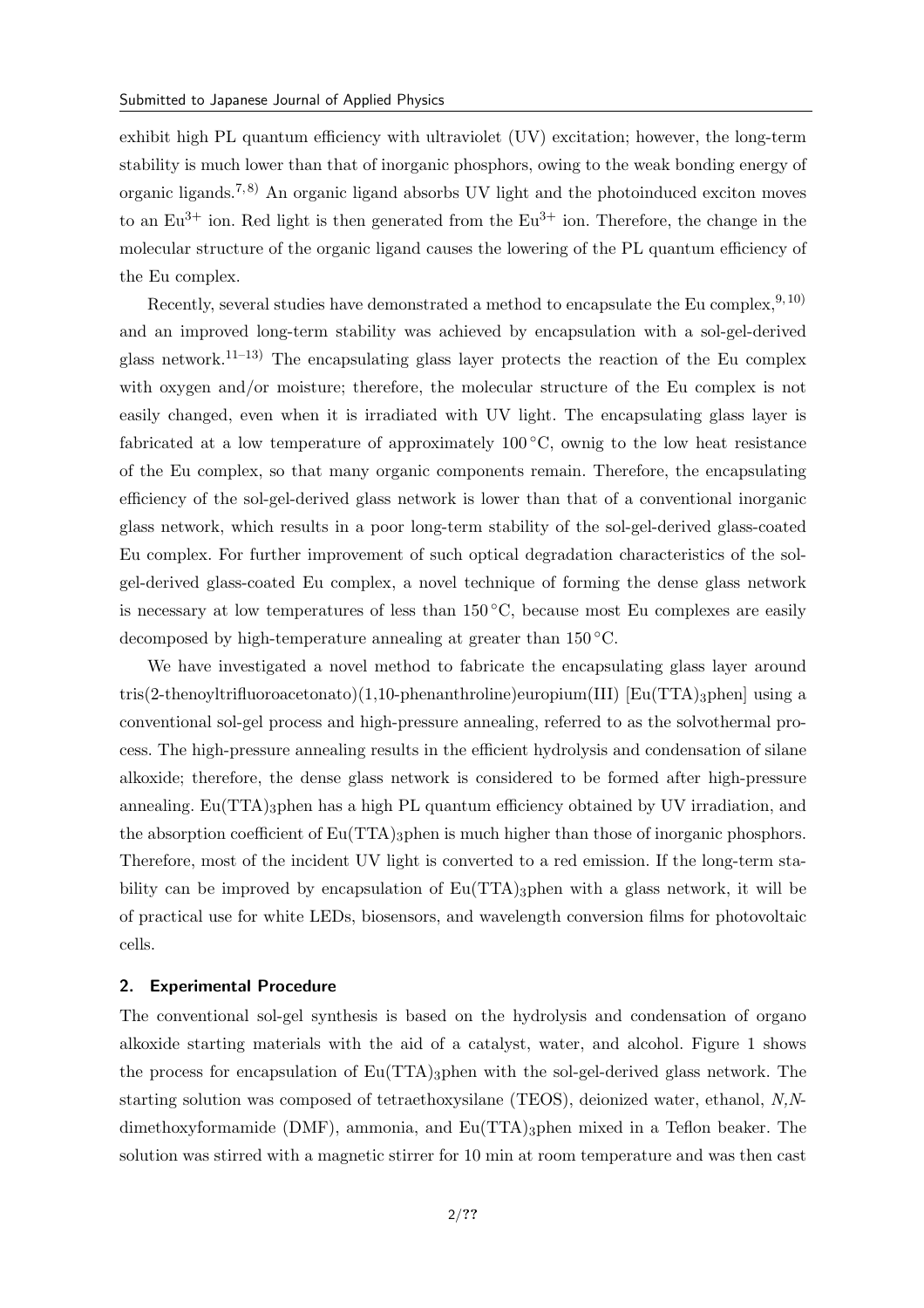exhibit high PL quantum efficiency with ultraviolet (UV) excitation; however, the long-term stability is much lower than that of inorganic phosphors, owing to the weak bonding energy of organic ligands.[7,8] An organic ligand absorbs UV light and the photoinduced exciton moves to an $Eu^{3+}$ ion. Red light is then generated from the $Eu^{3+}$ ion. Therefore, the change in the molecular structure of the organic ligand causes the lowering of the PL quantum efficiency of the Eu complex.

Recently, several studies have demonstrated a method to encapsulate the Eu complex,[9,10] and an improved long-term stability was achieved by encapsulation with a sol-gel-derived glass network.[11–13] The encapsulating glass layer protects the reaction of the Eu complex with oxygen and/or moisture; therefore, the molecular structure of the Eu complex is not easily changed, even when it is irradiated with UV light. The encapsulating glass layer is fabricated at a low temperature of approximately 100 °C, ownig to the low heat resistance of the Eu complex, so that many organic components remain. Therefore, the encapsulating efficiency of the sol-gel-derived glass network is lower than that of a conventional inorganic glass network, which results in a poor long-term stability of the sol-gel-derived glass-coated Eu complex. For further improvement of such optical degradation characteristics of the sol-gel-derived glass-coated Eu complex, a novel technique of forming the dense glass network is necessary at low temperatures of less than 150 °C, because most Eu complexes are easily decomposed by high-temperature annealing at greater than 150 °C.

We have investigated a novel method to fabricate the encapsulating glass layer around tris(2-thenoyltrifluoroacetonato)(1,10-phenanthroline)europium(III) [$Eu(TTA)_3$phen] using a conventional sol-gel process and high-pressure annealing, referred to as the solvothermal process. The high-pressure annealing results in the efficient hydrolysis and condensation of silane alkoxide; therefore, the dense glass network is considered to be formed after high-pressure annealing. $Eu(TTA)_3$phen has a high PL quantum efficiency obtained by UV irradiation, and the absorption coefficient of $Eu(TTA)_3$phen is much higher than those of inorganic phosphors. Therefore, most of the incident UV light is converted to a red emission. If the long-term stability can be improved by encapsulation of $Eu(TTA)_3$phen with a glass network, it will be of practical use for white LEDs, biosensors, and wavelength conversion films for photovoltaic cells.

## 2. Experimental Procedure

The conventional sol-gel synthesis is based on the hydrolysis and condensation of organo alkoxide starting materials with the aid of a catalyst, water, and alcohol. Figure 1 shows the process for encapsulation of $Eu(TTA)_3$phen with the sol-gel-derived glass network. The starting solution was composed of tetraethoxysilane (TEOS), deionized water, ethanol, *N,N*-dimethoxyformamide (DMF), ammonia, and $Eu(TTA)_3$phen mixed in a Teflon beaker. The solution was stirred with a magnetic stirrer for 10 min at room temperature and was then cast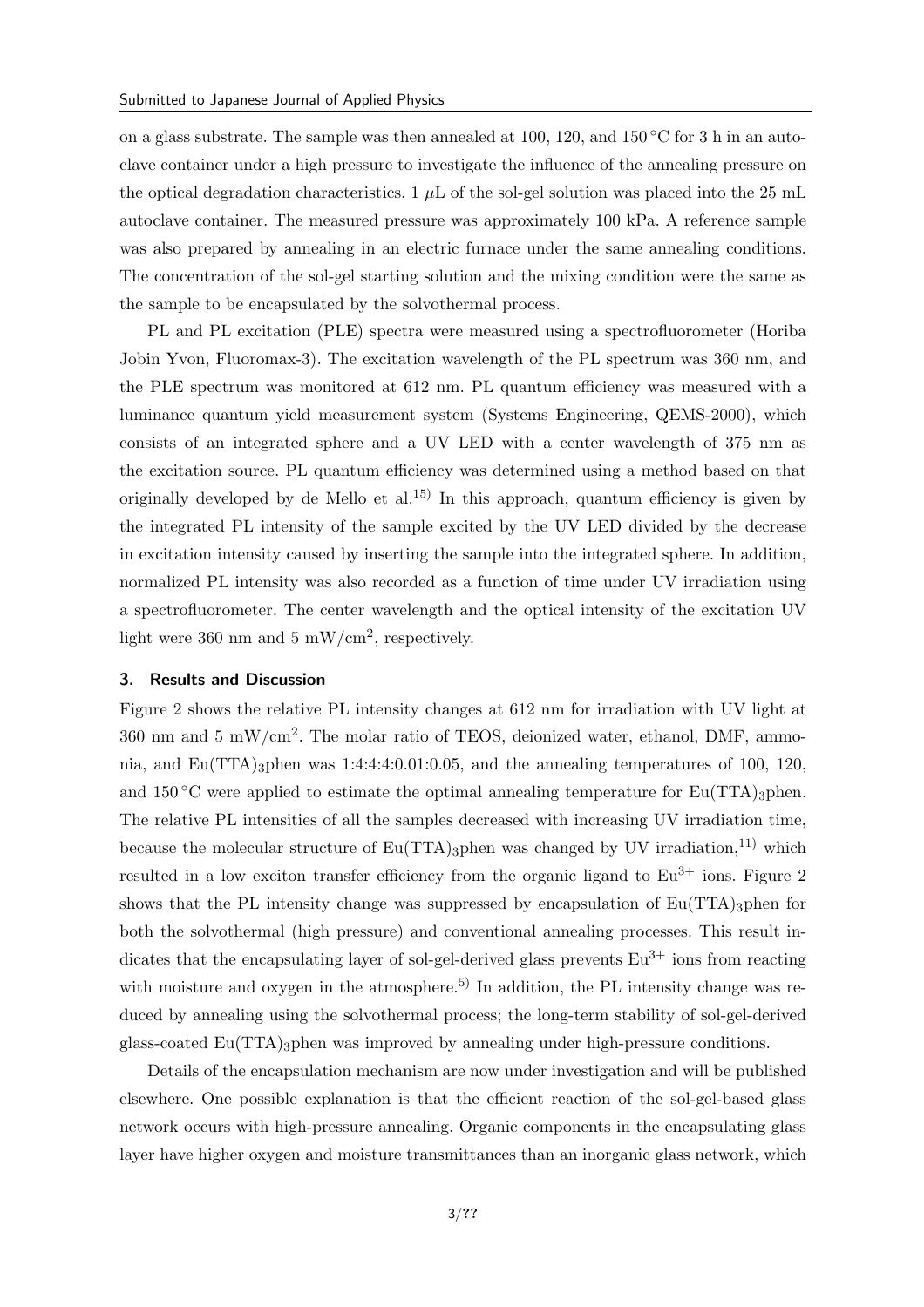on a glass substrate. The sample was then annealed at 100, 120, and 150 °C for 3 h in an autoclave container under a high pressure to investigate the influence of the annealing pressure on the optical degradation characteristics. 1 $\mu$L of the sol-gel solution was placed into the 25 mL autoclave container. The measured pressure was approximately 100 kPa. A reference sample was also prepared by annealing in an electric furnace under the same annealing conditions. The concentration of the sol-gel starting solution and the mixing condition were the same as the sample to be encapsulated by the solvothermal process.

PL and PL excitation (PLE) spectra were measured using a spectrofluorometer (Horiba Jobin Yvon, Fluoromax-3). The excitation wavelength of the PL spectrum was 360 nm, and the PLE spectrum was monitored at 612 nm. PL quantum efficiency was measured with a luminance quantum yield measurement system (Systems Engineering, QEMS-2000), which consists of an integrated sphere and a UV LED with a center wavelength of 375 nm as the excitation source. PL quantum efficiency was determined using a method based on that originally developed by de Mello et al.[15] In this approach, quantum efficiency is given by the integrated PL intensity of the sample excited by the UV LED divided by the decrease in excitation intensity caused by inserting the sample into the integrated sphere. In addition, normalized PL intensity was also recorded as a function of time under UV irradiation using a spectrofluorometer. The center wavelength and the optical intensity of the excitation UV light were 360 nm and 5 mW/cm$^2$, respectively.

## 3. Results and Discussion

Figure 2 shows the relative PL intensity changes at 612 nm for irradiation with UV light at 360 nm and 5 mW/cm$^2$. The molar ratio of TEOS, deionized water, ethanol, DMF, ammonia, and $Eu(TTA)_3$phen was 1:4:4:4:0.01:0.05, and the annealing temperatures of 100, 120, and 150 °C were applied to estimate the optimal annealing temperature for $Eu(TTA)_3$phen. The relative PL intensities of all the samples decreased with increasing UV irradiation time, because the molecular structure of $Eu(TTA)_3$phen was changed by UV irradiation,[11] which resulted in a low exciton transfer efficiency from the organic ligand to $Eu^{3+}$ ions. Figure 2 shows that the PL intensity change was suppressed by encapsulation of $Eu(TTA)_3$phen for both the solvothermal (high pressure) and conventional annealing processes. This result indicates that the encapsulating layer of sol-gel-derived glass prevents $Eu^{3+}$ ions from reacting with moisture and oxygen in the atmosphere.[5] In addition, the PL intensity change was reduced by annealing using the solvothermal process; the long-term stability of sol-gel-derived glass-coated $Eu(TTA)_3$phen was improved by annealing under high-pressure conditions.

Details of the encapsulation mechanism are now under investigation and will be published elsewhere. One possible explanation is that the efficient reaction of the sol-gel-based glass network occurs with high-pressure annealing. Organic components in the encapsulating glass layer have higher oxygen and moisture transmittances than an inorganic glass network, which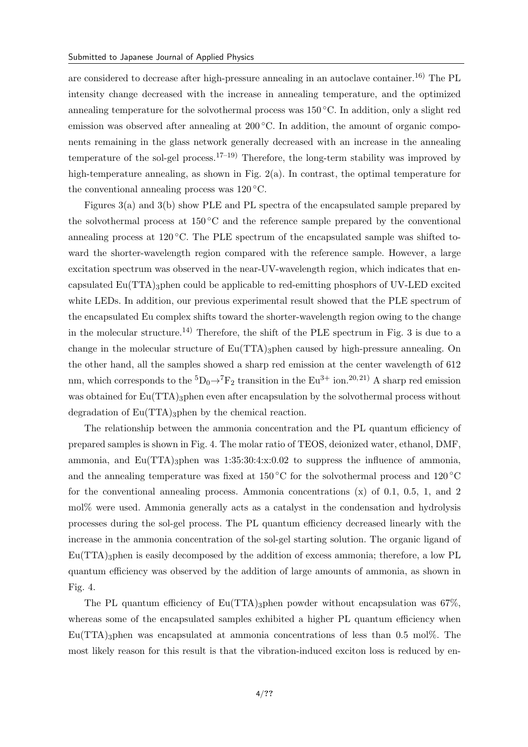are considered to decrease after high-pressure annealing in an autoclave container.[16] The PL intensity change decreased with the increase in annealing temperature, and the optimized annealing temperature for the solvothermal process was 150 °C. In addition, only a slight red emission was observed after annealing at 200 °C. In addition, the amount of organic components remaining in the glass network generally decreased with an increase in the annealing temperature of the sol-gel process.[17–19] Therefore, the long-term stability was improved by high-temperature annealing, as shown in Fig. 2(a). In contrast, the optimal temperature for the conventional annealing process was 120 °C.

Figures 3(a) and 3(b) show PLE and PL spectra of the encapsulated sample prepared by the solvothermal process at 150 °C and the reference sample prepared by the conventional annealing process at 120 °C. The PLE spectrum of the encapsulated sample was shifted toward the shorter-wavelength region compared with the reference sample. However, a large excitation spectrum was observed in the near-UV-wavelength region, which indicates that encapsulated $Eu(TTA)_3$phen could be applicable to red-emitting phosphors of UV-LED excited white LEDs. In addition, our previous experimental result showed that the PLE spectrum of the encapsulated Eu complex shifts toward the shorter-wavelength region owing to the change in the molecular structure.[14] Therefore, the shift of the PLE spectrum in Fig. 3 is due to a change in the molecular structure of $Eu(TTA)_3$phen caused by high-pressure annealing. On the other hand, all the samples showed a sharp red emission at the center wavelength of 612 nm, which corresponds to the $^5D_0 \rightarrow {}^7F_2$ transition in the $Eu^{3+}$ ion.[20,21] A sharp red emission was obtained for $Eu(TTA)_3$phen even after encapsulation by the solvothermal process without degradation of $Eu(TTA)_3$phen by the chemical reaction.

The relationship between the ammonia concentration and the PL quantum efficiency of prepared samples is shown in Fig. 4. The molar ratio of TEOS, deionized water, ethanol, DMF, ammonia, and $Eu(TTA)_3$phen was 1:35:30:4:x:0.02 to suppress the influence of ammonia, and the annealing temperature was fixed at 150 °C for the solvothermal process and 120 °C for the conventional annealing process. Ammonia concentrations (x) of 0.1, 0.5, 1, and 2 mol% were used. Ammonia generally acts as a catalyst in the condensation and hydrolysis processes during the sol-gel process. The PL quantum efficiency decreased linearly with the increase in the ammonia concentration of the sol-gel starting solution. The organic ligand of $Eu(TTA)_3$phen is easily decomposed by the addition of excess ammonia; therefore, a low PL quantum efficiency was observed by the addition of large amounts of ammonia, as shown in Fig. 4.

The PL quantum efficiency of $Eu(TTA)_3$phen powder without encapsulation was 67%, whereas some of the encapsulated samples exhibited a higher PL quantum efficiency when $Eu(TTA)_3$phen was encapsulated at ammonia concentrations of less than 0.5 mol%. The most likely reason for this result is that the vibration-induced exciton loss is reduced by en-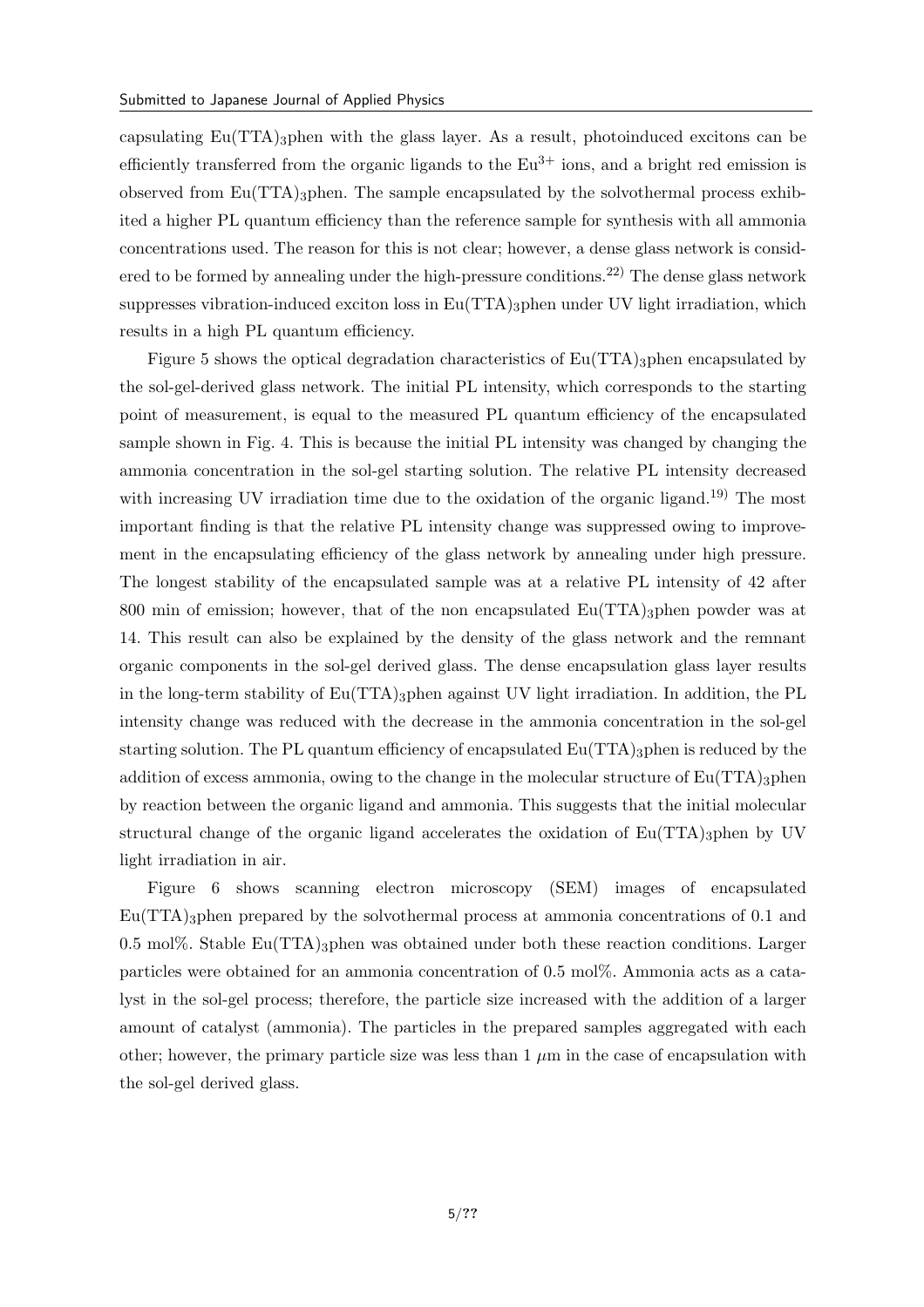capsulating $Eu(TTA)_3$phen with the glass layer. As a result, photoinduced excitons can be efficiently transferred from the organic ligands to the $Eu^{3+}$ ions, and a bright red emission is observed from $Eu(TTA)_3$phen. The sample encapsulated by the solvothermal process exhibited a higher PL quantum efficiency than the reference sample for synthesis with all ammonia concentrations used. The reason for this is not clear; however, a dense glass network is considered to be formed by annealing under the high-pressure conditions.[22] The dense glass network suppresses vibration-induced exciton loss in $Eu(TTA)_3$phen under UV light irradiation, which results in a high PL quantum efficiency.

Figure 5 shows the optical degradation characteristics of $Eu(TTA)_3$phen encapsulated by the sol-gel-derived glass network. The initial PL intensity, which corresponds to the starting point of measurement, is equal to the measured PL quantum efficiency of the encapsulated sample shown in Fig. 4. This is because the initial PL intensity was changed by changing the ammonia concentration in the sol-gel starting solution. The relative PL intensity decreased with increasing UV irradiation time due to the oxidation of the organic ligand.[19] The most important finding is that the relative PL intensity change was suppressed owing to improvement in the encapsulating efficiency of the glass network by annealing under high pressure. The longest stability of the encapsulated sample was at a relative PL intensity of 42 after 800 min of emission; however, that of the non encapsulated $Eu(TTA)_3$phen powder was at 14. This result can also be explained by the density of the glass network and the remnant organic components in the sol-gel derived glass. The dense encapsulation glass layer results in the long-term stability of $Eu(TTA)_3$phen against UV light irradiation. In addition, the PL intensity change was reduced with the decrease in the ammonia concentration in the sol-gel starting solution. The PL quantum efficiency of encapsulated $Eu(TTA)_3$phen is reduced by the addition of excess ammonia, owing to the change in the molecular structure of $Eu(TTA)_3$phen by reaction between the organic ligand and ammonia. This suggests that the initial molecular structural change of the organic ligand accelerates the oxidation of $Eu(TTA)_3$phen by UV light irradiation in air.

Figure 6 shows scanning electron microscopy (SEM) images of encapsulated $Eu(TTA)_3$phen prepared by the solvothermal process at ammonia concentrations of 0.1 and 0.5 mol%. Stable $Eu(TTA)_3$phen was obtained under both these reaction conditions. Larger particles were obtained for an ammonia concentration of 0.5 mol%. Ammonia acts as a catalyst in the sol-gel process; therefore, the particle size increased with the addition of a larger amount of catalyst (ammonia). The particles in the prepared samples aggregated with each other; however, the primary particle size was less than 1 $\mu$m in the case of encapsulation with the sol-gel derived glass.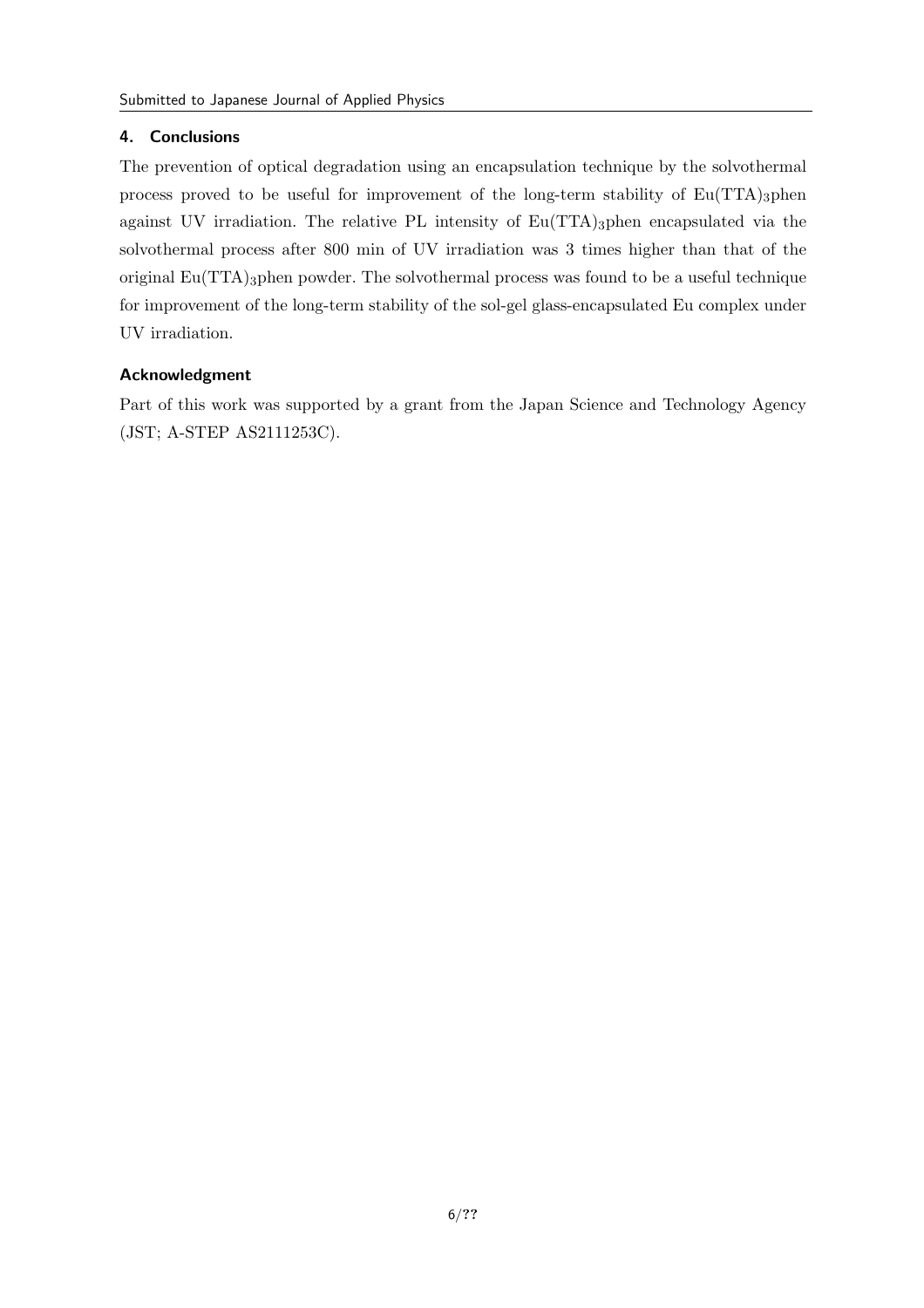## 4. Conclusions

The prevention of optical degradation using an encapsulation technique by the solvothermal process proved to be useful for improvement of the long-term stability of $Eu(TTA)_3$phen against UV irradiation. The relative PL intensity of $Eu(TTA)_3$phen encapsulated via the solvothermal process after 800 min of UV irradiation was 3 times higher than that of the original $Eu(TTA)_3$phen powder. The solvothermal process was found to be a useful technique for improvement of the long-term stability of the sol-gel glass-encapsulated Eu complex under UV irradiation.

## Acknowledgment

Part of this work was supported by a grant from the Japan Science and Technology Agency (JST; A-STEP AS2111253C).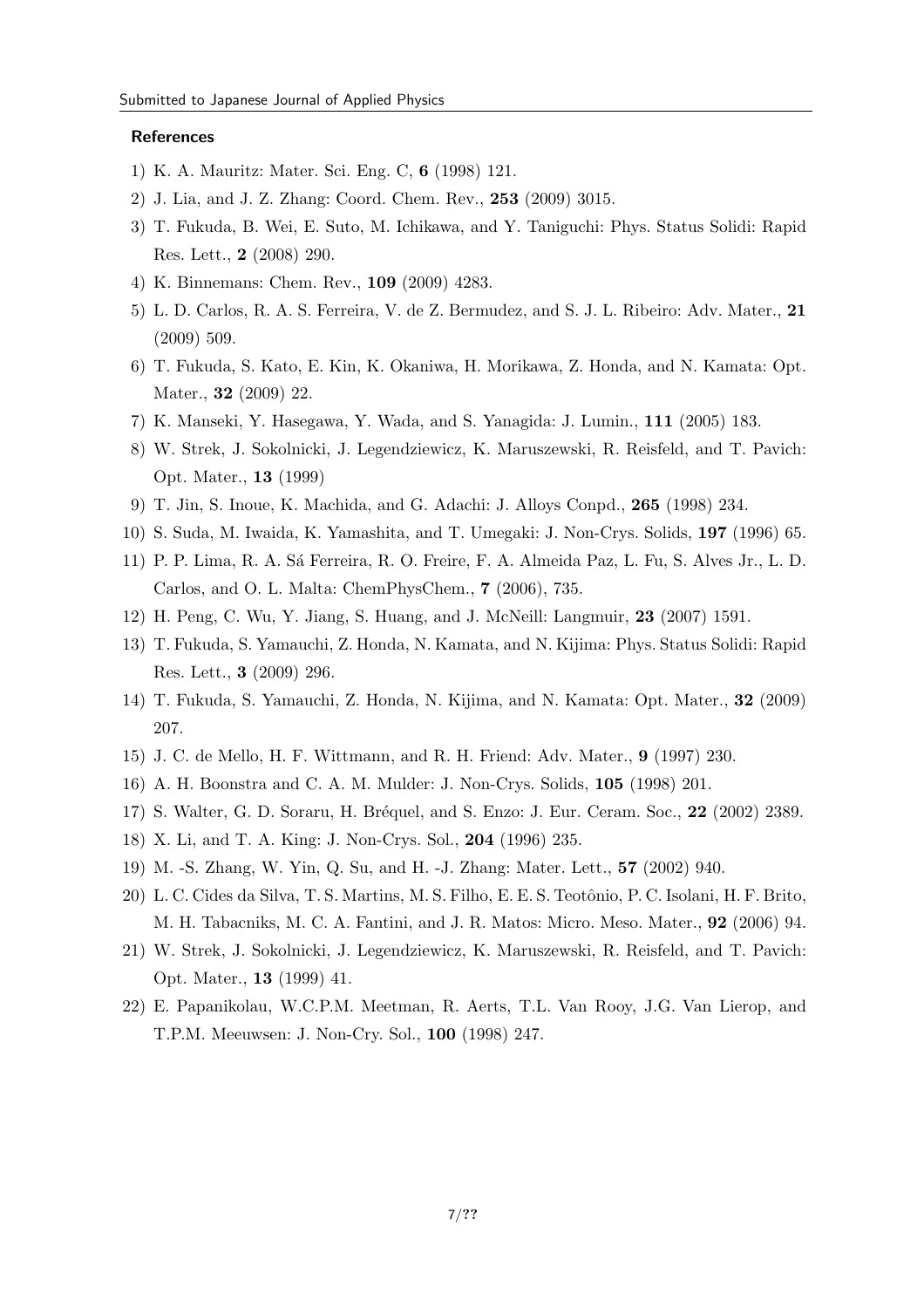## References

1) K. A. Mauritz: Mater. Sci. Eng. C, **6** (1998) 121.
2) J. Lia, and J. Z. Zhang: Coord. Chem. Rev., **253** (2009) 3015.
3) T. Fukuda, B. Wei, E. Suto, M. Ichikawa, and Y. Taniguchi: Phys. Status Solidi: Rapid Res. Lett., **2** (2008) 290.
4) K. Binnemans: Chem. Rev., **109** (2009) 4283.
5) L. D. Carlos, R. A. S. Ferreira, V. de Z. Bermudez, and S. J. L. Ribeiro: Adv. Mater., **21** (2009) 509.
6) T. Fukuda, S. Kato, E. Kin, K. Okaniwa, H. Morikawa, Z. Honda, and N. Kamata: Opt. Mater., **32** (2009) 22.
7) K. Manseki, Y. Hasegawa, Y. Wada, and S. Yanagida: J. Lumin., **111** (2005) 183.
8) W. Strek, J. Sokolnicki, J. Legendziewicz, K. Maruszewski, R. Reisfeld, and T. Pavich: Opt. Mater., **13** (1999)
9) T. Jin, S. Inoue, K. Machida, and G. Adachi: J. Alloys Conpd., **265** (1998) 234.
10) S. Suda, M. Iwaida, K. Yamashita, and T. Umegaki: J. Non-Crys. Solids, **197** (1996) 65.
11) P. P. Lima, R. A. Sá Ferreira, R. O. Freire, F. A. Almeida Paz, L. Fu, S. Alves Jr., L. D. Carlos, and O. L. Malta: ChemPhysChem., **7** (2006), 735.
12) H. Peng, C. Wu, Y. Jiang, S. Huang, and J. McNeill: Langmuir, **23** (2007) 1591.
13) T. Fukuda, S. Yamauchi, Z. Honda, N. Kamata, and N. Kijima: Phys. Status Solidi: Rapid Res. Lett., **3** (2009) 296.
14) T. Fukuda, S. Yamauchi, Z. Honda, N. Kijima, and N. Kamata: Opt. Mater., **32** (2009) 207.
15) J. C. de Mello, H. F. Wittmann, and R. H. Friend: Adv. Mater., **9** (1997) 230.
16) A. H. Boonstra and C. A. M. Mulder: J. Non-Crys. Solids, **105** (1998) 201.
17) S. Walter, G. D. Soraru, H. Bréquel, and S. Enzo: J. Eur. Ceram. Soc., **22** (2002) 2389.
18) X. Li, and T. A. King: J. Non-Crys. Sol., **204** (1996) 235.
19) M. -S. Zhang, W. Yin, Q. Su, and H. -J. Zhang: Mater. Lett., **57** (2002) 940.
20) L. C. Cides da Silva, T. S. Martins, M. S. Filho, E. E. S. Teotônio, P. C. Isolani, H. F. Brito, M. H. Tabacniks, M. C. A. Fantini, and J. R. Matos: Micro. Meso. Mater., **92** (2006) 94.
21) W. Strek, J. Sokolnicki, J. Legendziewicz, K. Maruszewski, R. Reisfeld, and T. Pavich: Opt. Mater., **13** (1999) 41.
22) E. Papanikolau, W.C.P.M. Meetman, R. Aerts, T.L. Van Rooy, J.G. Van Lierop, and T.P.M. Meeuwsen: J. Non-Cry. Sol., **100** (1998) 247.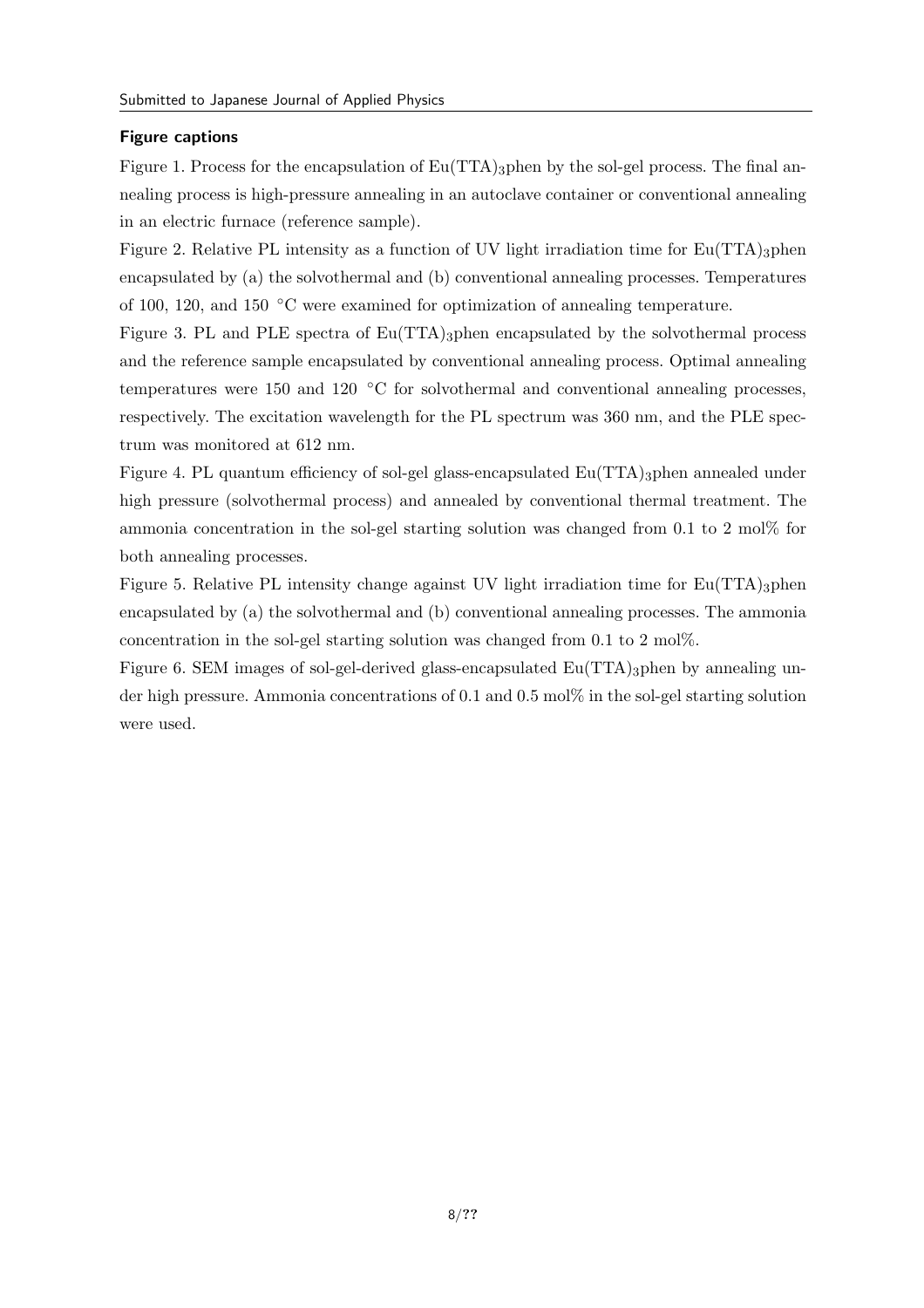## Figure captions

Figure 1. Process for the encapsulation of $Eu(TTA)_3$phen by the sol-gel process. The final annealing process is high-pressure annealing in an autoclave container or conventional annealing in an electric furnace (reference sample).

Figure 2. Relative PL intensity as a function of UV light irradiation time for $Eu(TTA)_3$phen encapsulated by (a) the solvothermal and (b) conventional annealing processes. Temperatures of 100, 120, and 150 °C were examined for optimization of annealing temperature.

Figure 3. PL and PLE spectra of $Eu(TTA)_3$phen encapsulated by the solvothermal process and the reference sample encapsulated by conventional annealing process. Optimal annealing temperatures were 150 and 120 °C for solvothermal and conventional annealing processes, respectively. The excitation wavelength for the PL spectrum was 360 nm, and the PLE spectrum was monitored at 612 nm.

Figure 4. PL quantum efficiency of sol-gel glass-encapsulated $Eu(TTA)_3$phen annealed under high pressure (solvothermal process) and annealed by conventional thermal treatment. The ammonia concentration in the sol-gel starting solution was changed from 0.1 to 2 mol% for both annealing processes.

Figure 5. Relative PL intensity change against UV light irradiation time for $Eu(TTA)_3$phen encapsulated by (a) the solvothermal and (b) conventional annealing processes. The ammonia concentration in the sol-gel starting solution was changed from 0.1 to 2 mol%.

Figure 6. SEM images of sol-gel-derived glass-encapsulated $Eu(TTA)_3$phen by annealing under high pressure. Ammonia concentrations of 0.1 and 0.5 mol% in the sol-gel starting solution were used.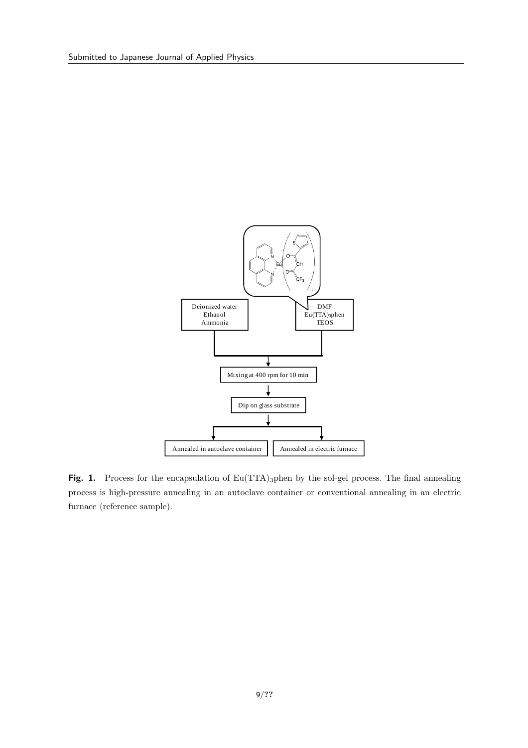**Fig. 1.** Process for the encapsulation of Eu(TTA)$_3$phen by the sol-gel process. The final annealing process is high-pressure annealing in an autoclave container or conventional annealing in an electric furnace (reference sample).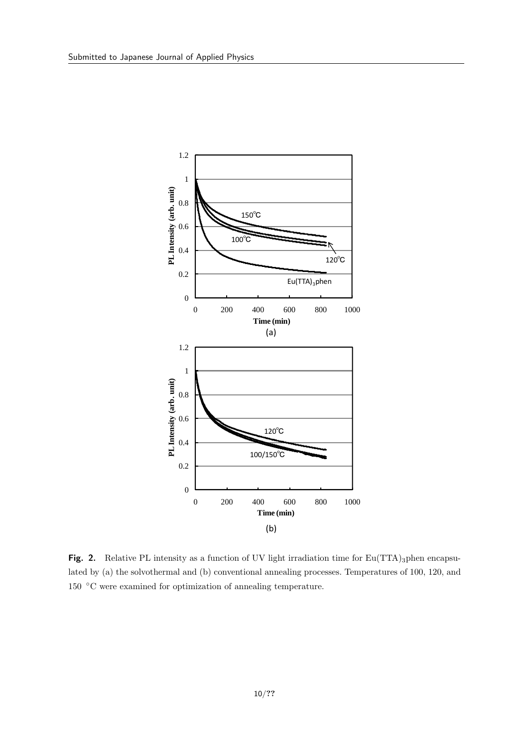**Fig. 2.** Relative PL intensity as a function of UV light irradiation time for $Eu(TTA)_3$phen encapsulated by (a) the solvothermal and (b) conventional annealing processes. Temperatures of 100, 120, and 150 °C were examined for optimization of annealing temperature.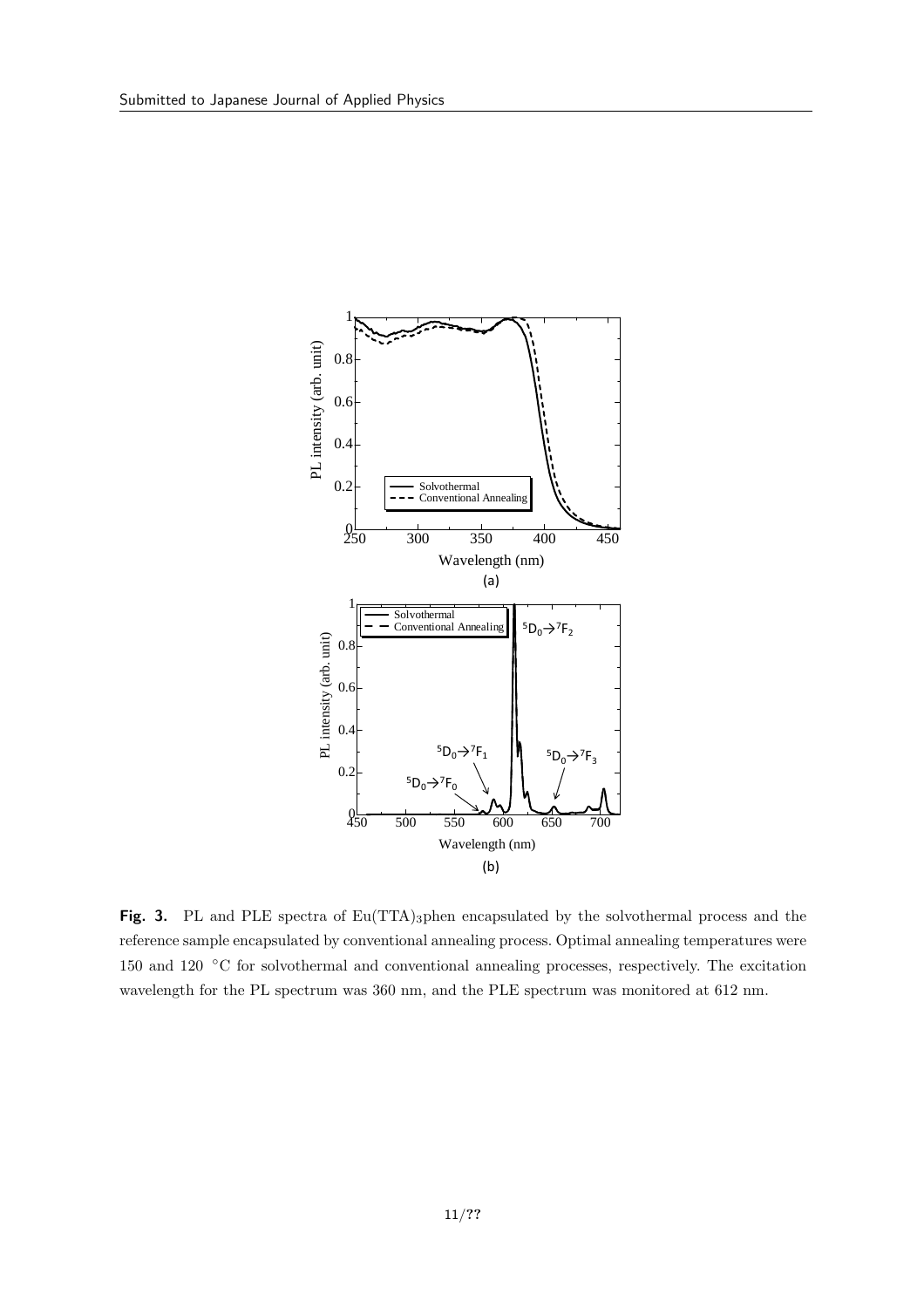**Fig. 3.** PL and PLE spectra of $Eu(TTA)_3$phen encapsulated by the solvothermal process and the reference sample encapsulated by conventional annealing process. Optimal annealing temperatures were 150 and 120 °C for solvothermal and conventional annealing processes, respectively. The excitation wavelength for the PL spectrum was 360 nm, and the PLE spectrum was monitored at 612 nm.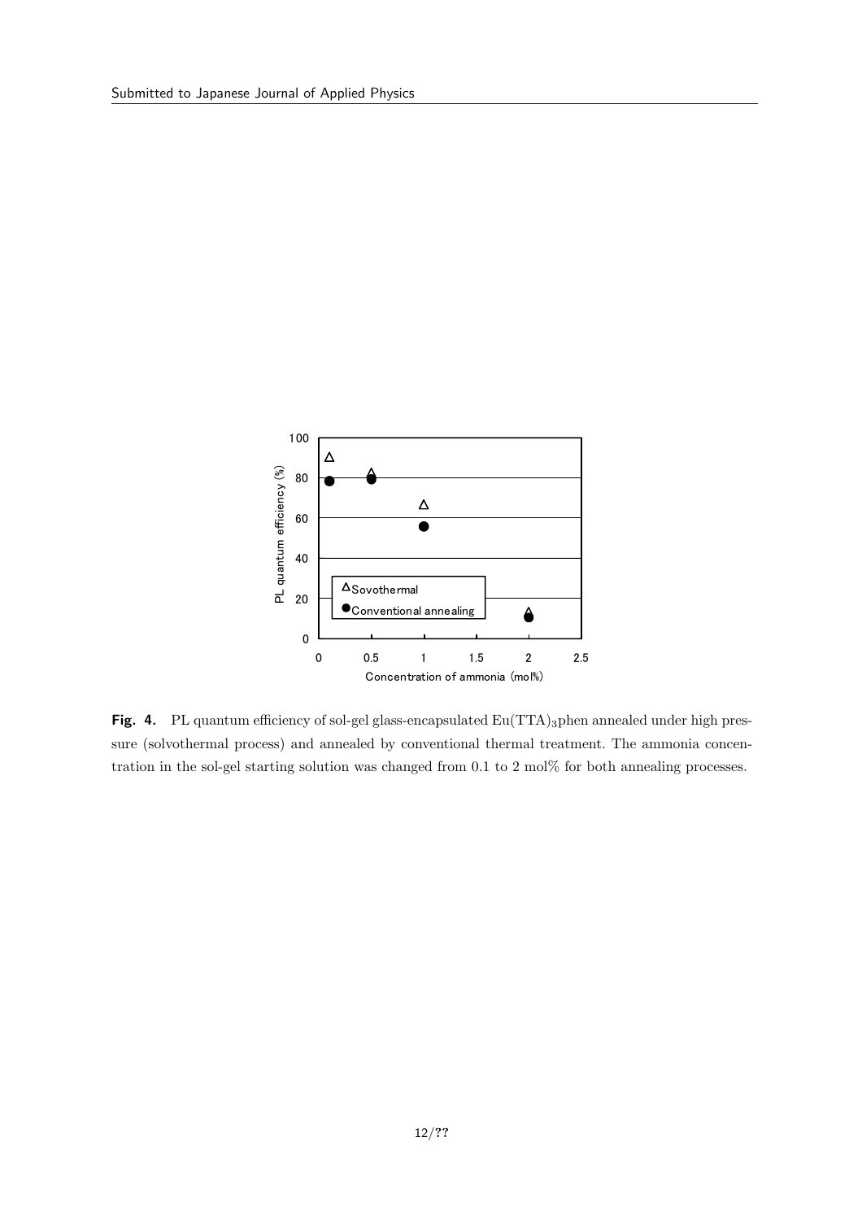**Fig. 4.** PL quantum efficiency of sol-gel glass-encapsulated $Eu(TTA)_3$phen annealed under high pressure (solvothermal process) and annealed by conventional thermal treatment. The ammonia concentration in the sol-gel starting solution was changed from 0.1 to 2 mol% for both annealing processes.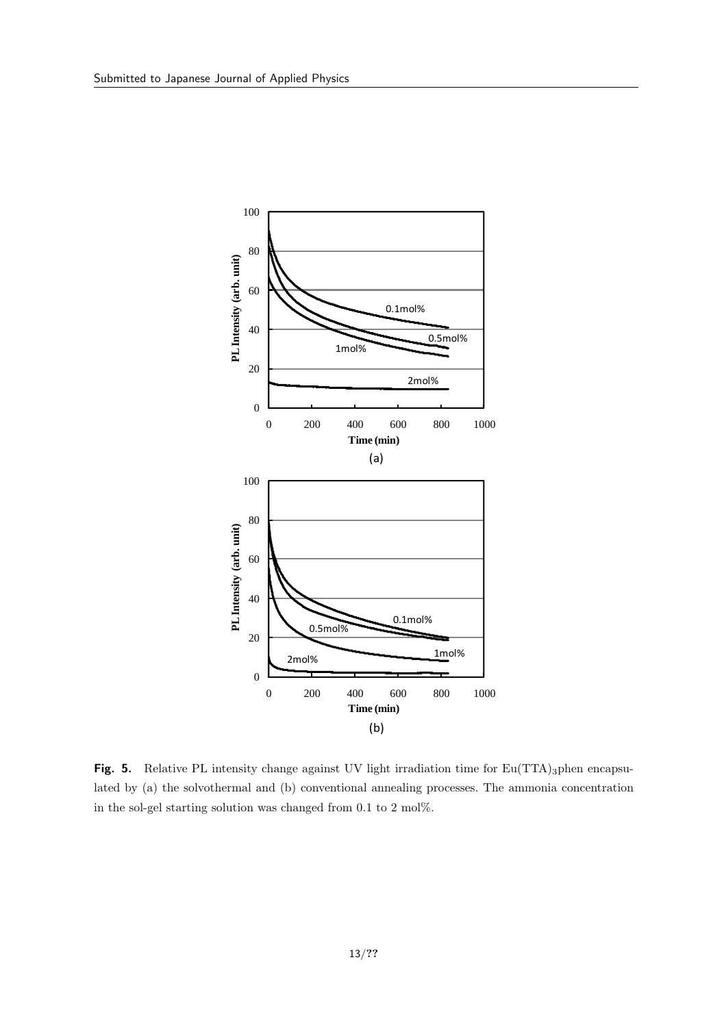**Fig. 5.** Relative PL intensity change against UV light irradiation time for $Eu(TTA)_3$phen encapsulated by (a) the solvothermal and (b) conventional annealing processes. The ammonia concentration in the sol-gel starting solution was changed from 0.1 to 2 mol%.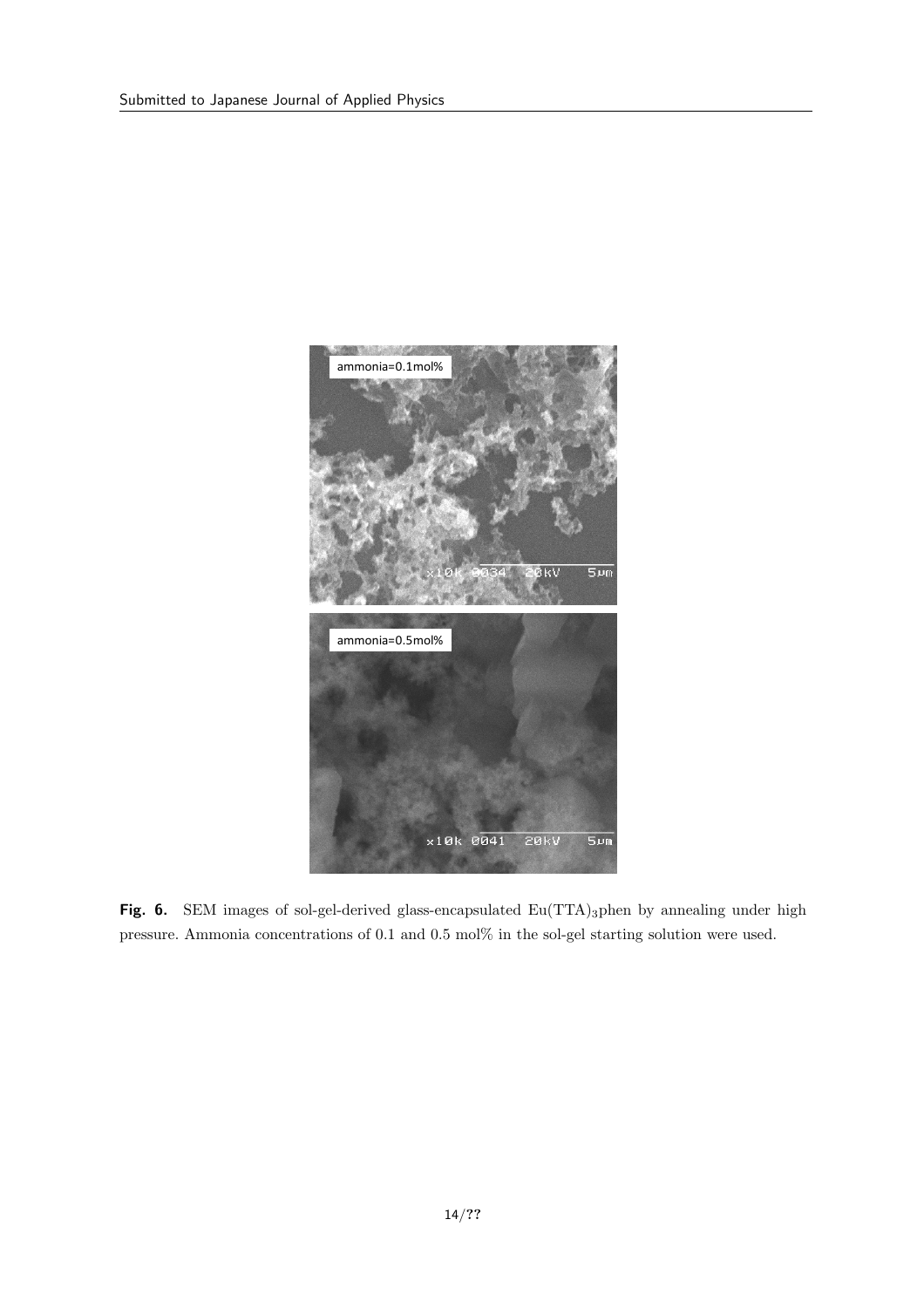ammonia=0.1mol%

x10k 0034 20kV 5μm

ammonia=0.5mol%

x10k 0041 20kV 5μm

**Fig. 6.** SEM images of sol-gel-derived glass-encapsulated $Eu(TTA)_3$phen by annealing under high pressure. Ammonia concentrations of 0.1 and 0.5 mol% in the sol-gel starting solution were used.